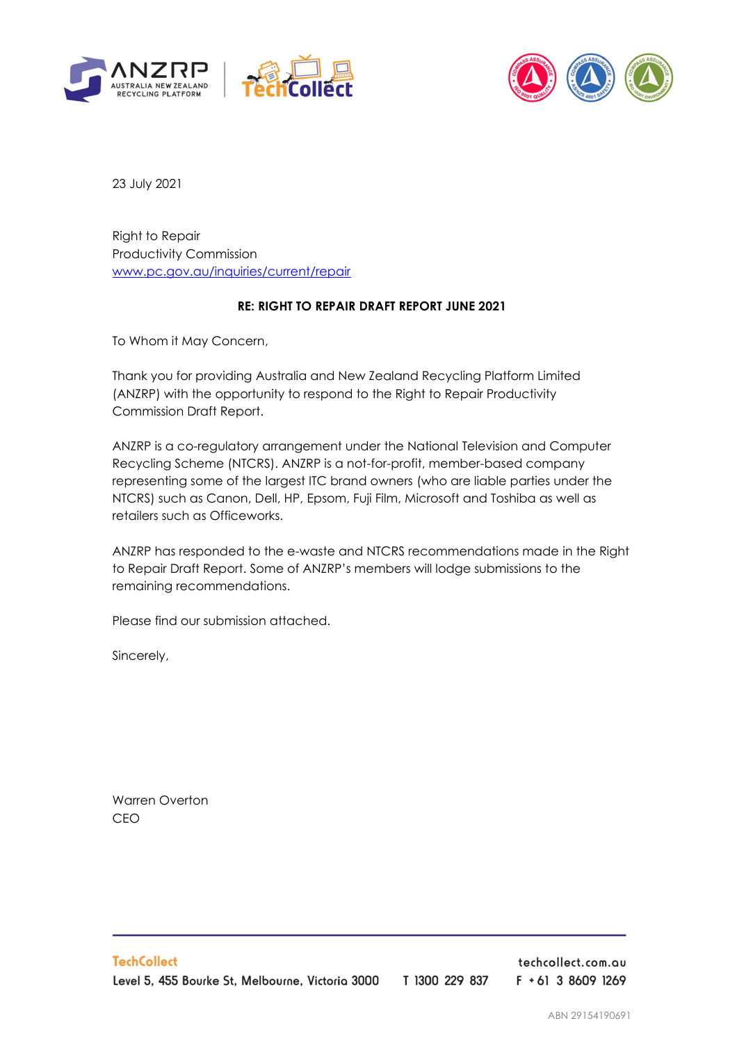23 July 2021

Right to Repair
Productivity Commission
www.pc.gov.au/inquiries/current/repair

**RE: RIGHT TO REPAIR DRAFT REPORT JUNE 2021**

To Whom it May Concern,

Thank you for providing Australia and New Zealand Recycling Platform Limited (ANZRP) with the opportunity to respond to the Right to Repair Productivity Commission Draft Report.

ANZRP is a co-regulatory arrangement under the National Television and Computer Recycling Scheme (NTCRS). ANZRP is a not-for-profit, member-based company representing some of the largest ITC brand owners (who are liable parties under the NTCRS) such as Canon, Dell, HP, Epsom, Fuji Film, Microsoft and Toshiba as well as retailers such as Officeworks.

ANZRP has responded to the e-waste and NTCRS recommendations made in the Right to Repair Draft Report. Some of ANZRP's members will lodge submissions to the remaining recommendations.

Please find our submission attached.

Sincerely,

Warren Overton
CEO

TechCollect
Level 5, 455 Bourke St, Melbourne, Victoria 3000 T 1300 229 837
techcollect.com.au
F +61 3 8609 1269

ABN 29154190691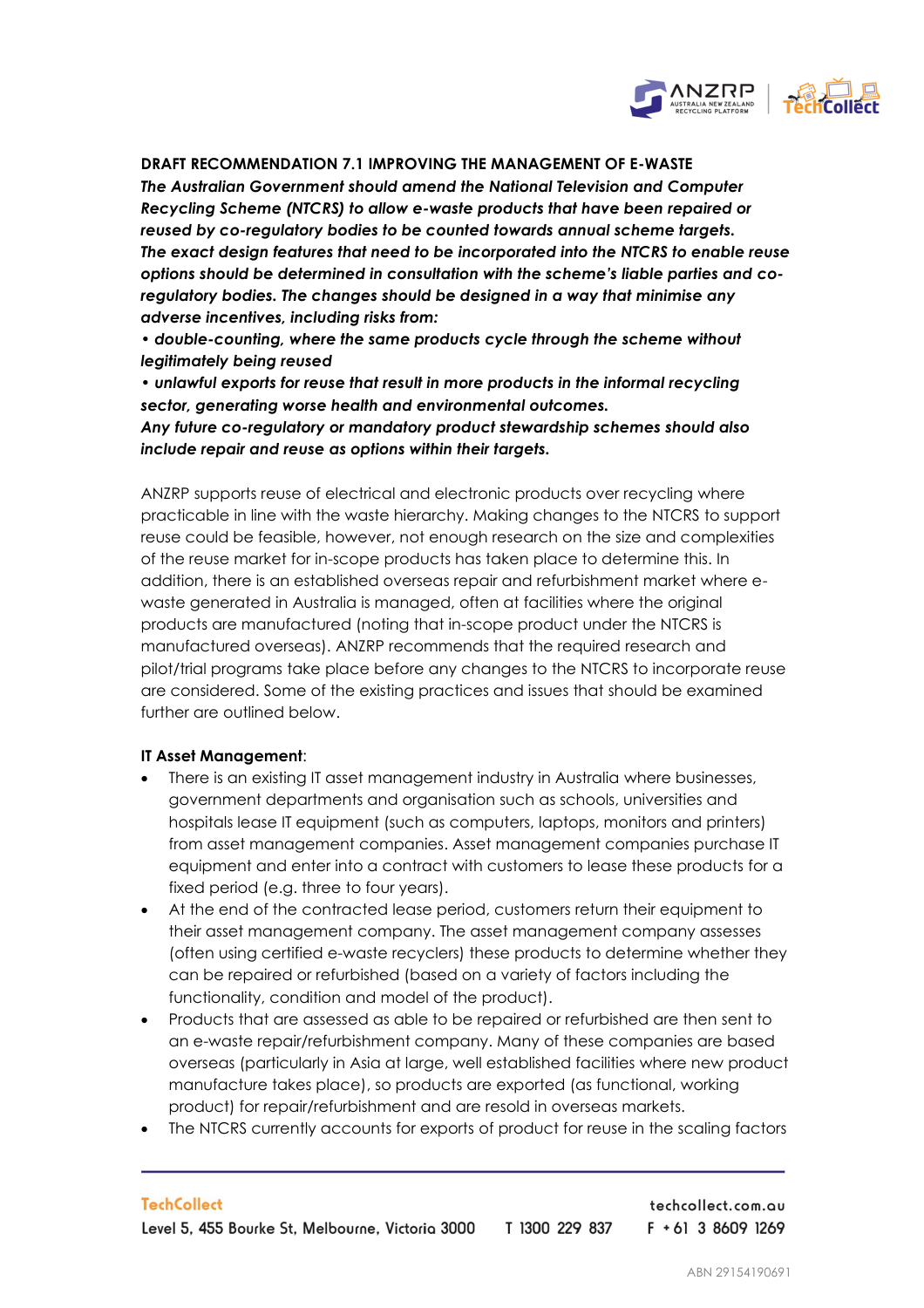**DRAFT RECOMMENDATION 7.1 IMPROVING THE MANAGEMENT OF E-WASTE**

***The Australian Government should amend the National Television and Computer Recycling Scheme (NTCRS) to allow e-waste products that have been repaired or reused by co-regulatory bodies to be counted towards annual scheme targets.***

***The exact design features that need to be incorporated into the NTCRS to enable reuse options should be determined in consultation with the scheme's liable parties and co-regulatory bodies. The changes should be designed in a way that minimise any adverse incentives, including risks from:***

- ***double-counting, where the same products cycle through the scheme without legitimately being reused***
- ***unlawful exports for reuse that result in more products in the informal recycling sector, generating worse health and environmental outcomes.***

***Any future co-regulatory or mandatory product stewardship schemes should also include repair and reuse as options within their targets.***

ANZRP supports reuse of electrical and electronic products over recycling where practicable in line with the waste hierarchy. Making changes to the NTCRS to support reuse could be feasible, however, not enough research on the size and complexities of the reuse market for in-scope products has taken place to determine this. In addition, there is an established overseas repair and refurbishment market where e-waste generated in Australia is managed, often at facilities where the original products are manufactured (noting that in-scope product under the NTCRS is manufactured overseas). ANZRP recommends that the required research and pilot/trial programs take place before any changes to the NTCRS to incorporate reuse are considered. Some of the existing practices and issues that should be examined further are outlined below.

**IT Asset Management**:

- There is an existing IT asset management industry in Australia where businesses, government departments and organisation such as schools, universities and hospitals lease IT equipment (such as computers, laptops, monitors and printers) from asset management companies. Asset management companies purchase IT equipment and enter into a contract with customers to lease these products for a fixed period (e.g. three to four years).
- At the end of the contracted lease period, customers return their equipment to their asset management company. The asset management company assesses (often using certified e-waste recyclers) these products to determine whether they can be repaired or refurbished (based on a variety of factors including the functionality, condition and model of the product).
- Products that are assessed as able to be repaired or refurbished are then sent to an e-waste repair/refurbishment company. Many of these companies are based overseas (particularly in Asia at large, well established facilities where new product manufacture takes place), so products are exported (as functional, working product) for repair/refurbishment and are resold in overseas markets.
- The NTCRS currently accounts for exports of product for reuse in the scaling factors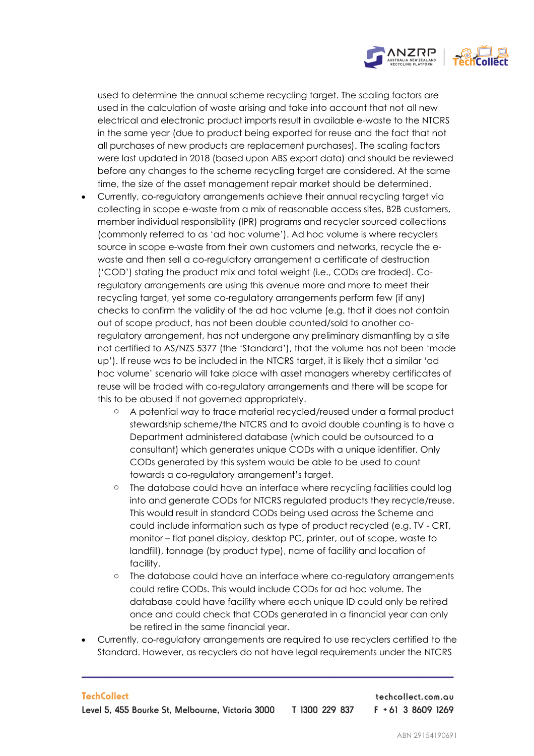used to determine the annual scheme recycling target. The scaling factors are used in the calculation of waste arising and take into account that not all new electrical and electronic product imports result in available e-waste to the NTCRS in the same year (due to product being exported for reuse and the fact that not all purchases of new products are replacement purchases). The scaling factors were last updated in 2018 (based upon ABS export data) and should be reviewed before any changes to the scheme recycling target are considered. At the same time, the size of the asset management repair market should be determined.

- Currently, co-regulatory arrangements achieve their annual recycling target via collecting in scope e-waste from a mix of reasonable access sites, B2B customers, member individual responsibility (IPR) programs and recycler sourced collections (commonly referred to as 'ad hoc volume'). Ad hoc volume is where recyclers source in scope e-waste from their own customers and networks, recycle the e-waste and then sell a co-regulatory arrangement a certificate of destruction ('COD') stating the product mix and total weight (i.e., CODs are traded). Co-regulatory arrangements are using this avenue more and more to meet their recycling target, yet some co-regulatory arrangements perform few (if any) checks to confirm the validity of the ad hoc volume (e.g. that it does not contain out of scope product, has not been double counted/sold to another co-regulatory arrangement, has not undergone any preliminary dismantling by a site not certified to AS/NZS 5377 (the 'Standard'), that the volume has not been 'made up'). If reuse was to be included in the NTCRS target, it is likely that a similar 'ad hoc volume' scenario will take place with asset managers whereby certificates of reuse will be traded with co-regulatory arrangements and there will be scope for this to be abused if not governed appropriately.
  - A potential way to trace material recycled/reused under a formal product stewardship scheme/the NTCRS and to avoid double counting is to have a Department administered database (which could be outsourced to a consultant) which generates unique CODs with a unique identifier. Only CODs generated by this system would be able to be used to count towards a co-regulatory arrangement's target.
  - The database could have an interface where recycling facilities could log into and generate CODs for NTCRS regulated products they recycle/reuse. This would result in standard CODs being used across the Scheme and could include information such as type of product recycled (e.g. TV - CRT, monitor – flat panel display, desktop PC, printer, out of scope, waste to landfill), tonnage (by product type), name of facility and location of facility.
  - The database could have an interface where co-regulatory arrangements could retire CODs. This would include CODs for ad hoc volume. The database could have facility where each unique ID could only be retired once and could check that CODs generated in a financial year can only be retired in the same financial year.
- Currently, co-regulatory arrangements are required to use recyclers certified to the Standard. However, as recyclers do not have legal requirements under the NTCRS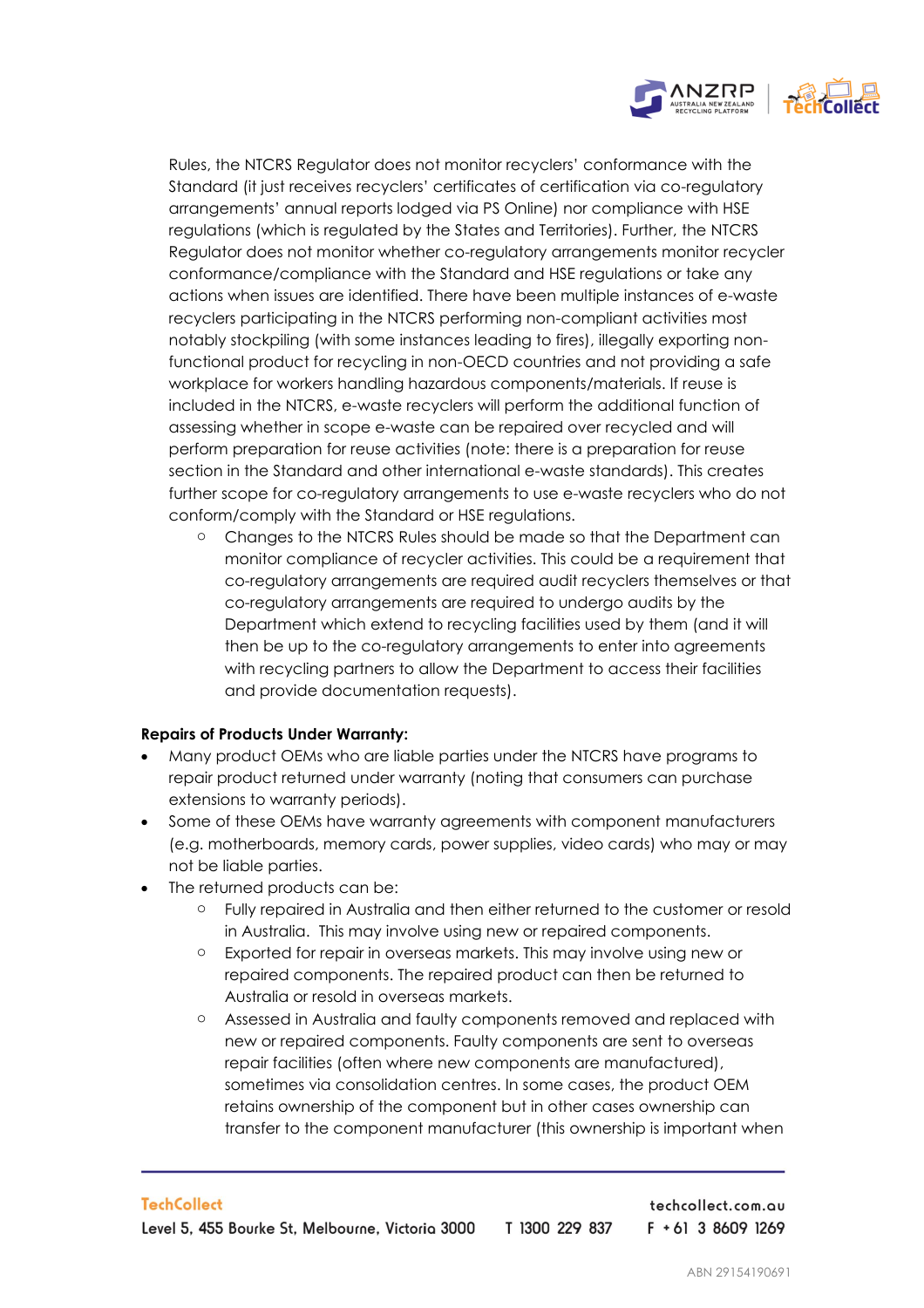Rules, the NTCRS Regulator does not monitor recyclers' conformance with the Standard (it just receives recyclers' certificates of certification via co-regulatory arrangements' annual reports lodged via PS Online) nor compliance with HSE regulations (which is regulated by the States and Territories). Further, the NTCRS Regulator does not monitor whether co-regulatory arrangements monitor recycler conformance/compliance with the Standard and HSE regulations or take any actions when issues are identified. There have been multiple instances of e-waste recyclers participating in the NTCRS performing non-compliant activities most notably stockpiling (with some instances leading to fires), illegally exporting non-functional product for recycling in non-OECD countries and not providing a safe workplace for workers handling hazardous components/materials. If reuse is included in the NTCRS, e-waste recyclers will perform the additional function of assessing whether in scope e-waste can be repaired over recycled and will perform preparation for reuse activities (note: there is a preparation for reuse section in the Standard and other international e-waste standards). This creates further scope for co-regulatory arrangements to use e-waste recyclers who do not conform/comply with the Standard or HSE regulations.

  - Changes to the NTCRS Rules should be made so that the Department can monitor compliance of recycler activities. This could be a requirement that co-regulatory arrangements are required audit recyclers themselves or that co-regulatory arrangements are required to undergo audits by the Department which extend to recycling facilities used by them (and it will then be up to the co-regulatory arrangements to enter into agreements with recycling partners to allow the Department to access their facilities and provide documentation requests).

**Repairs of Products Under Warranty:**

- Many product OEMs who are liable parties under the NTCRS have programs to repair product returned under warranty (noting that consumers can purchase extensions to warranty periods).
- Some of these OEMs have warranty agreements with component manufacturers (e.g. motherboards, memory cards, power supplies, video cards) who may or may not be liable parties.
- The returned products can be:
  - Fully repaired in Australia and then either returned to the customer or resold in Australia. This may involve using new or repaired components.
  - Exported for repair in overseas markets. This may involve using new or repaired components. The repaired product can then be returned to Australia or resold in overseas markets.
  - Assessed in Australia and faulty components removed and replaced with new or repaired components. Faulty components are sent to overseas repair facilities (often where new components are manufactured), sometimes via consolidation centres. In some cases, the product OEM retains ownership of the component but in other cases ownership can transfer to the component manufacturer (this ownership is important when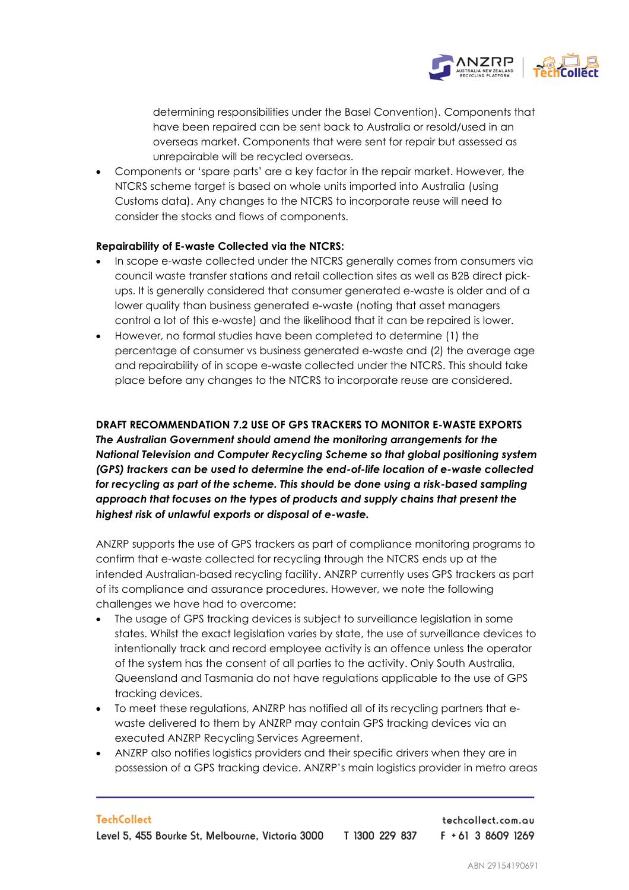determining responsibilities under the Basel Convention). Components that have been repaired can be sent back to Australia or resold/used in an overseas market. Components that were sent for repair but assessed as unrepairable will be recycled overseas.

- Components or 'spare parts' are a key factor in the repair market. However, the NTCRS scheme target is based on whole units imported into Australia (using Customs data). Any changes to the NTCRS to incorporate reuse will need to consider the stocks and flows of components.

**Repairability of E-waste Collected via the NTCRS:**

- In scope e-waste collected under the NTCRS generally comes from consumers via council waste transfer stations and retail collection sites as well as B2B direct pick-ups. It is generally considered that consumer generated e-waste is older and of a lower quality than business generated e-waste (noting that asset managers control a lot of this e-waste) and the likelihood that it can be repaired is lower.
- However, no formal studies have been completed to determine (1) the percentage of consumer vs business generated e-waste and (2) the average age and repairability of in scope e-waste collected under the NTCRS. This should take place before any changes to the NTCRS to incorporate reuse are considered.

**DRAFT RECOMMENDATION 7.2 USE OF GPS TRACKERS TO MONITOR E-WASTE EXPORTS**

***The Australian Government should amend the monitoring arrangements for the National Television and Computer Recycling Scheme so that global positioning system (GPS) trackers can be used to determine the end-of-life location of e-waste collected for recycling as part of the scheme. This should be done using a risk-based sampling approach that focuses on the types of products and supply chains that present the highest risk of unlawful exports or disposal of e-waste.***

ANZRP supports the use of GPS trackers as part of compliance monitoring programs to confirm that e-waste collected for recycling through the NTCRS ends up at the intended Australian-based recycling facility. ANZRP currently uses GPS trackers as part of its compliance and assurance procedures. However, we note the following challenges we have had to overcome:

- The usage of GPS tracking devices is subject to surveillance legislation in some states. Whilst the exact legislation varies by state, the use of surveillance devices to intentionally track and record employee activity is an offence unless the operator of the system has the consent of all parties to the activity. Only South Australia, Queensland and Tasmania do not have regulations applicable to the use of GPS tracking devices.
- To meet these regulations, ANZRP has notified all of its recycling partners that e-waste delivered to them by ANZRP may contain GPS tracking devices via an executed ANZRP Recycling Services Agreement.
- ANZRP also notifies logistics providers and their specific drivers when they are in possession of a GPS tracking device. ANZRP's main logistics provider in metro areas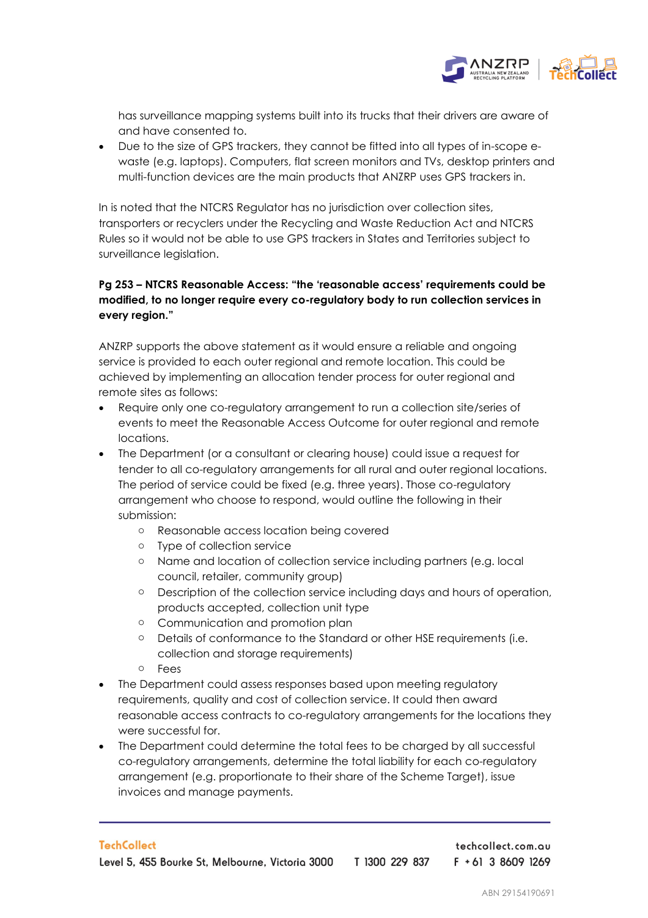has surveillance mapping systems built into its trucks that their drivers are aware of and have consented to.

- Due to the size of GPS trackers, they cannot be fitted into all types of in-scope e-waste (e.g. laptops). Computers, flat screen monitors and TVs, desktop printers and multi-function devices are the main products that ANZRP uses GPS trackers in.

In is noted that the NTCRS Regulator has no jurisdiction over collection sites, transporters or recyclers under the Recycling and Waste Reduction Act and NTCRS Rules so it would not be able to use GPS trackers in States and Territories subject to surveillance legislation.

**Pg 253 – NTCRS Reasonable Access: "the 'reasonable access' requirements could be modified, to no longer require every co-regulatory body to run collection services in every region."**

ANZRP supports the above statement as it would ensure a reliable and ongoing service is provided to each outer regional and remote location. This could be achieved by implementing an allocation tender process for outer regional and remote sites as follows:

- Require only one co-regulatory arrangement to run a collection site/series of events to meet the Reasonable Access Outcome for outer regional and remote locations.
- The Department (or a consultant or clearing house) could issue a request for tender to all co-regulatory arrangements for all rural and outer regional locations. The period of service could be fixed (e.g. three years). Those co-regulatory arrangement who choose to respond, would outline the following in their submission:
  - Reasonable access location being covered
  - Type of collection service
  - Name and location of collection service including partners (e.g. local council, retailer, community group)
  - Description of the collection service including days and hours of operation, products accepted, collection unit type
  - Communication and promotion plan
  - Details of conformance to the Standard or other HSE requirements (i.e. collection and storage requirements)
  - Fees
- The Department could assess responses based upon meeting regulatory requirements, quality and cost of collection service. It could then award reasonable access contracts to co-regulatory arrangements for the locations they were successful for.
- The Department could determine the total fees to be charged by all successful co-regulatory arrangements, determine the total liability for each co-regulatory arrangement (e.g. proportionate to their share of the Scheme Target), issue invoices and manage payments.